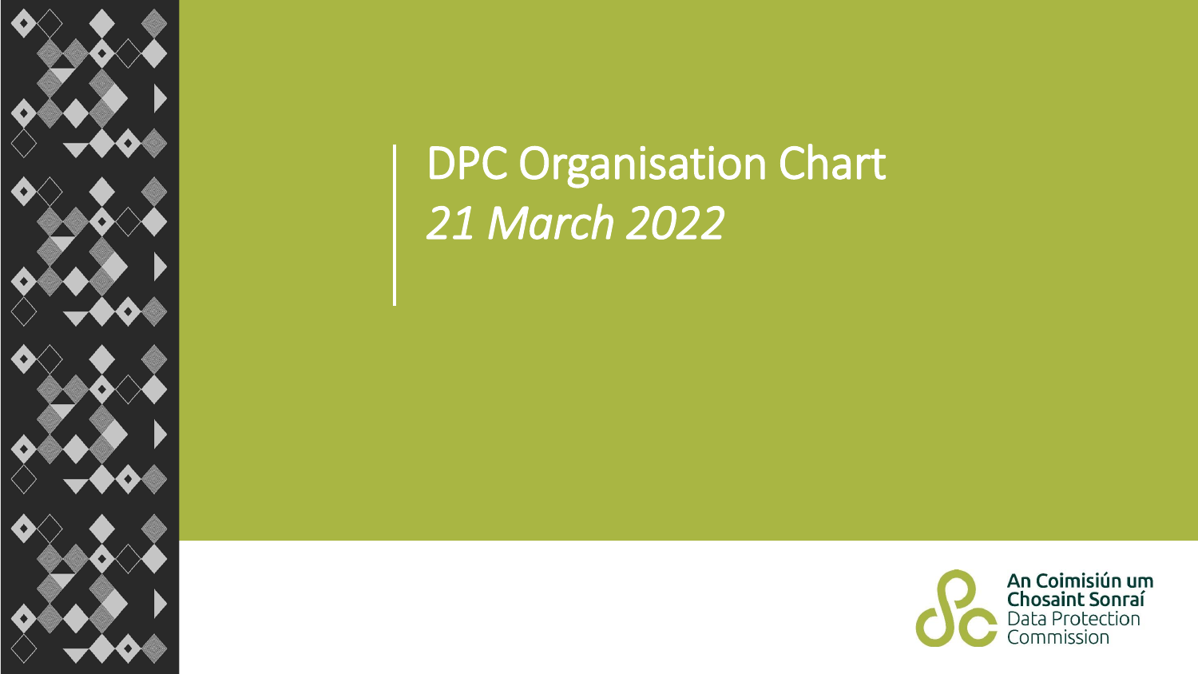# DPC Organisation Chart

*21 March 2022*

**An Coimisiún um Chosaint Sonraí**
Data Protection Commission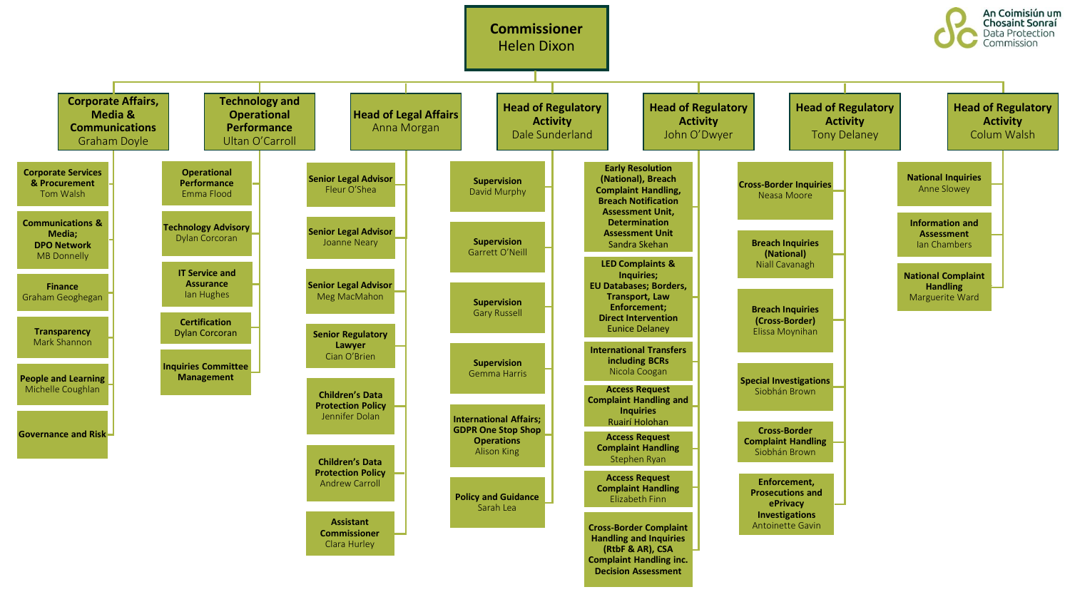An Coimisiún um Chosaint Sonraí
Data Protection Commission

# Commissioner
Helen Dixon

## Corporate Affairs, Media & Communications
Graham Doyle

- **Corporate Services & Procurement** – Tom Walsh
- **Communications & Media; DPO Network** – MB Donnelly
- **Finance** – Graham Geoghegan
- **Transparency** – Mark Shannon
- **People and Learning** – Michelle Coughlan
- **Governance and Risk**

## Technology and Operational Performance
Ultan O'Carroll

- **Operational Performance** – Emma Flood
- **Technology Advisory** – Dylan Corcoran
- **IT Service and Assurance** – Ian Hughes
- **Certification** – Dylan Corcoran
- **Inquiries Committee Management**

## Head of Legal Affairs
Anna Morgan

- **Senior Legal Advisor** – Fleur O'Shea
- **Senior Legal Advisor** – Joanne Neary
- **Senior Legal Advisor** – Meg MacMahon
- **Senior Regulatory Lawyer** – Cian O'Brien
- **Children's Data Protection Policy** – Jennifer Dolan
- **Children's Data Protection Policy** – Andrew Carroll
- **Assistant Commissioner** – Clara Hurley

## Head of Regulatory Activity
Dale Sunderland

- **Supervision** – David Murphy
- **Supervision** – Garrett O'Neill
- **Supervision** – Gary Russell
- **Supervision** – Gemma Harris
- **International Affairs; GDPR One Stop Shop Operations** – Alison King
- **Policy and Guidance** – Sarah Lea

## Head of Regulatory Activity
John O'Dwyer

- **Early Resolution (National), Breach Complaint Handling, Breach Notification Assessment Unit, Determination Assessment Unit** – Sandra Skehan
- **LED Complaints & Inquiries; EU Databases; Borders, Transport, Law Enforcement; Direct Intervention** – Eunice Delaney
- **International Transfers including BCRs** – Nicola Coogan
- **Access Request Complaint Handling and Inquiries** – Ruairi Holohan
- **Access Request Complaint Handling** – Stephen Ryan
- **Access Request Complaint Handling** – Elizabeth Finn
- **Cross-Border Complaint Handling and Inquiries (RtbF & AR), CSA Complaint Handling inc. Decision Assessment**

## Head of Regulatory Activity
Tony Delaney

- **Cross-Border Inquiries** – Neasa Moore
- **Breach Inquiries (National)** – Niall Cavanagh
- **Breach Inquiries (Cross-Border)** – Elissa Moynihan
- **Special Investigations** – Siobhán Brown
- **Cross-Border Complaint Handling** – Siobhán Brown
- **Enforcement, Prosecutions and ePrivacy Investigations** – Antoinette Gavin

## Head of Regulatory Activity
Colum Walsh

- **National Inquiries** – Anne Slowey
- **Information and Assessment** – Ian Chambers
- **National Complaint Handling** – Marguerite Ward